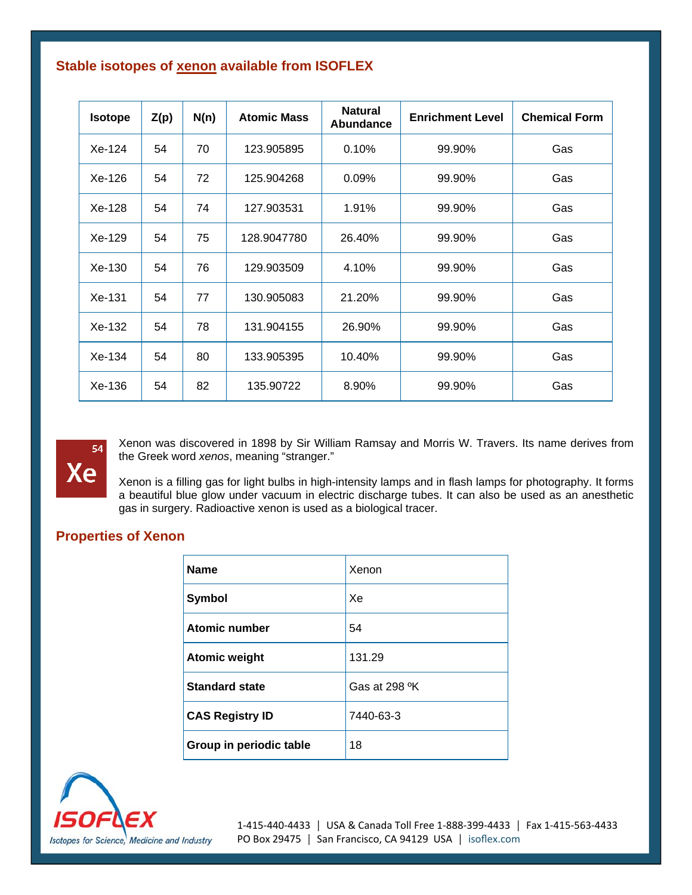## Stable isotopes of xenon available from ISOFLEX

| Isotope | Z(p) | N(n) | Atomic Mass | Natural Abundance | Enrichment Level | Chemical Form |
|---|---|---|---|---|---|---|
| Xe-124 | 54 | 70 | 123.905895 | 0.10% | 99.90% | Gas |
| Xe-126 | 54 | 72 | 125.904268 | 0.09% | 99.90% | Gas |
| Xe-128 | 54 | 74 | 127.903531 | 1.91% | 99.90% | Gas |
| Xe-129 | 54 | 75 | 128.9047780 | 26.40% | 99.90% | Gas |
| Xe-130 | 54 | 76 | 129.903509 | 4.10% | 99.90% | Gas |
| Xe-131 | 54 | 77 | 130.905083 | 21.20% | 99.90% | Gas |
| Xe-132 | 54 | 78 | 131.904155 | 26.90% | 99.90% | Gas |
| Xe-134 | 54 | 80 | 133.905395 | 10.40% | 99.90% | Gas |
| Xe-136 | 54 | 82 | 135.90722 | 8.90% | 99.90% | Gas |

54
Xe

Xenon was discovered in 1898 by Sir William Ramsay and Morris W. Travers. Its name derives from the Greek word *xenos*, meaning "stranger."

Xenon is a filling gas for light bulbs in high-intensity lamps and in flash lamps for photography. It forms a beautiful blue glow under vacuum in electric discharge tubes. It can also be used as an anesthetic gas in surgery. Radioactive xenon is used as a biological tracer.

## Properties of Xenon

| | |
|---|---|
| **Name** | Xenon |
| **Symbol** | Xe |
| **Atomic number** | 54 |
| **Atomic weight** | 131.29 |
| **Standard state** | Gas at 298 ºK |
| **CAS Registry ID** | 7440-63-3 |
| **Group in periodic table** | 18 |

ISOFLEX
Isotopes for Science, Medicine and Industry

1-415-440-4433 | USA & Canada Toll Free 1-888-399-4433 | Fax 1-415-563-4433
PO Box 29475 | San Francisco, CA 94129 USA | isoflex.com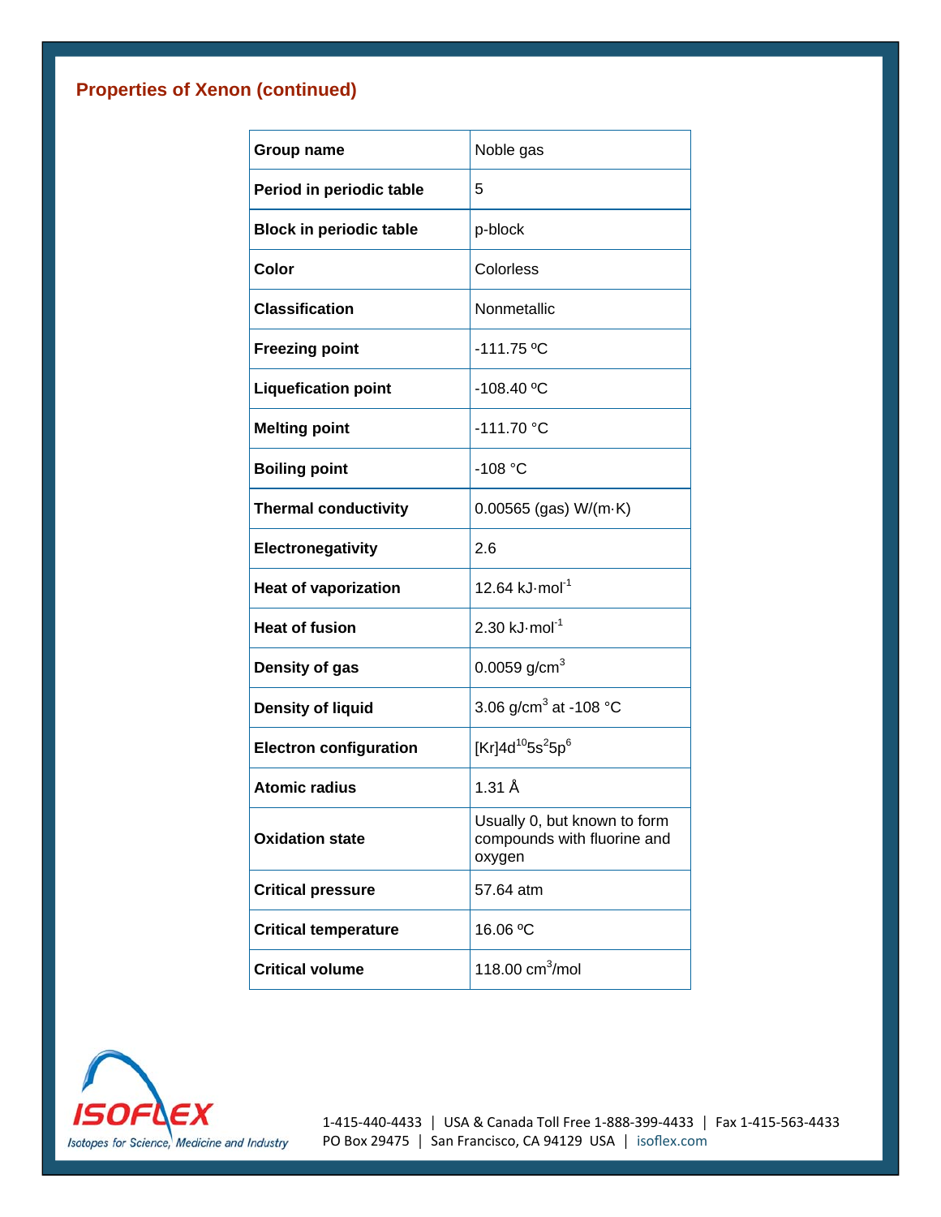## Properties of Xenon (continued)

| | |
|---|---|
| **Group name** | Noble gas |
| **Period in periodic table** | 5 |
| **Block in periodic table** | p-block |
| **Color** | Colorless |
| **Classification** | Nonmetallic |
| **Freezing point** | -111.75 ºC |
| **Liquefication point** | -108.40 ºC |
| **Melting point** | -111.70 °C |
| **Boiling point** | -108 °C |
| **Thermal conductivity** | 0.00565 (gas) W/(m·K) |
| **Electronegativity** | 2.6 |
| **Heat of vaporization** | 12.64 $kJ \cdot mol^{-1}$ |
| **Heat of fusion** | 2.30 $kJ \cdot mol^{-1}$ |
| **Density of gas** | 0.0059 $g/cm^3$ |
| **Density of liquid** | 3.06 $g/cm^3$ at -108 °C |
| **Electron configuration** | $[Kr]4d^{10}5s^2 5p^6$ |
| **Atomic radius** | 1.31 Å |
| **Oxidation state** | Usually 0, but known to form compounds with fluorine and oxygen |
| **Critical pressure** | 57.64 atm |
| **Critical temperature** | 16.06 ºC |
| **Critical volume** | 118.00 $cm^3/mol$ |

ISOFLEX
*Isotopes for Science, Medicine and Industry*

1-415-440-4433 | USA & Canada Toll Free 1-888-399-4433 | Fax 1-415-563-4433
PO Box 29475 | San Francisco, CA 94129 USA | isoflex.com